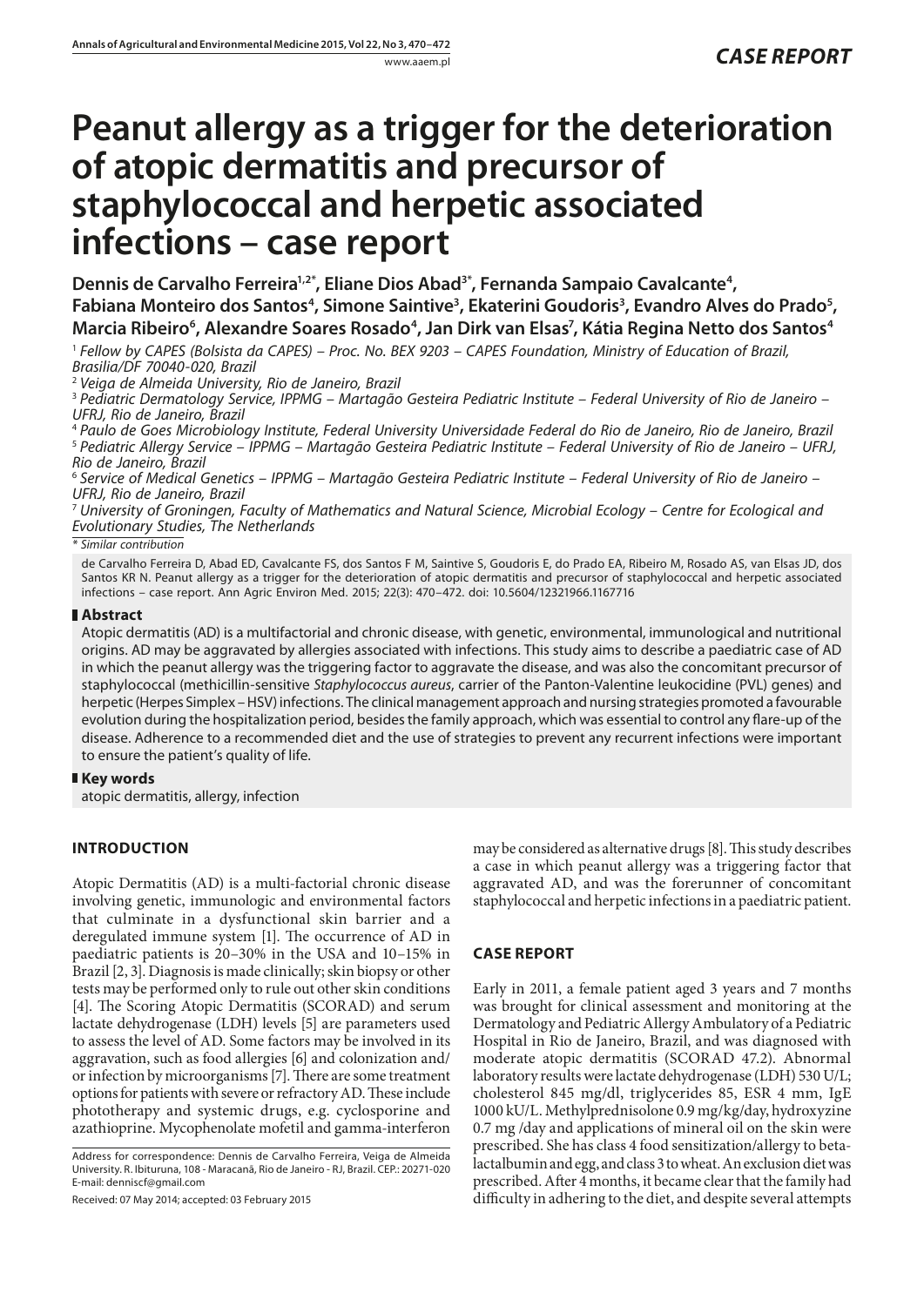CASE REPORT

# Peanut allergy as a trigger for the deterioration of atopic dermatitis and precursor of staphylococcal and herpetic associated infections – case report

**Dennis de Carvalho Ferreira[1,2*], Eliane Dios Abad[3*], Fernanda Sampaio Cavalcante[4], Fabiana Monteiro dos Santos[4], Simone Saintive[3], Ekaterini Goudoris[3], Evandro Alves do Prado[5], Marcia Ribeiro[6], Alexandre Soares Rosado[4], Jan Dirk van Elsas[7], Kátia Regina Netto dos Santos[4]**

[1] *Fellow by CAPES (Bolsista da CAPES) – Proc. No. BEX 9203 – CAPES Foundation, Ministry of Education of Brazil, Brasilia/DF 70040-020, Brazil*
[2] *Veiga de Almeida University, Rio de Janeiro, Brazil*
[3] *Pediatric Dermatology Service, IPPMG – Martagão Gesteira Pediatric Institute – Federal University of Rio de Janeiro – UFRJ, Rio de Janeiro, Brazil*
[4] *Paulo de Goes Microbiology Institute, Federal University Universidade Federal do Rio de Janeiro, Rio de Janeiro, Brazil*
[5] *Pediatric Allergy Service – IPPMG – Martagão Gesteira Pediatric Institute – Federal University of Rio de Janeiro – UFRJ, Rio de Janeiro, Brazil*
[6] *Service of Medical Genetics – IPPMG – Martagão Gesteira Pediatric Institute – Federal University of Rio de Janeiro – UFRJ, Rio de Janeiro, Brazil*
[7] *University of Groningen, Faculty of Mathematics and Natural Science, Microbial Ecology – Centre for Ecological and Evolutionary Studies, The Netherlands*
*\* Similar contribution*

de Carvalho Ferreira D, Abad ED, Cavalcante FS, dos Santos F M, Saintive S, Goudoris E, do Prado EA, Ribeiro M, Rosado AS, van Elsas JD, dos Santos KR N. Peanut allergy as a trigger for the deterioration of atopic dermatitis and precursor of staphylococcal and herpetic associated infections – case report. Ann Agric Environ Med. 2015; 22(3): 470–472. doi: 10.5604/12321966.1167716

## Abstract

Atopic dermatitis (AD) is a multifactorial and chronic disease, with genetic, environmental, immunological and nutritional origins. AD may be aggravated by allergies associated with infections. This study aims to describe a paediatric case of AD in which the peanut allergy was the triggering factor to aggravate the disease, and was also the concomitant precursor of staphylococcal (methicillin-sensitive *Staphylococcus aureus*, carrier of the Panton-Valentine leukocidine (PVL) genes) and herpetic (Herpes Simplex – HSV) infections. The clinical management approach and nursing strategies promoted a favourable evolution during the hospitalization period, besides the family approach, which was essential to control any flare-up of the disease. Adherence to a recommended diet and the use of strategies to prevent any recurrent infections were important to ensure the patient's quality of life.

## Key words

atopic dermatitis, allergy, infection

## INTRODUCTION

Atopic Dermatitis (AD) is a multi-factorial chronic disease involving genetic, immunologic and environmental factors that culminate in a dysfunctional skin barrier and a deregulated immune system [1]. The occurrence of AD in paediatric patients is 20–30% in the USA and 10–15% in Brazil [2, 3]. Diagnosis is made clinically; skin biopsy or other tests may be performed only to rule out other skin conditions [4]. The Scoring Atopic Dermatitis (SCORAD) and serum lactate dehydrogenase (LDH) levels [5] are parameters used to assess the level of AD. Some factors may be involved in its aggravation, such as food allergies [6] and colonization and/or infection by microorganisms [7]. There are some treatment options for patients with severe or refractory AD. These include phototherapy and systemic drugs, e.g. cyclosporine and azathioprine. Mycophenolate mofetil and gamma-interferon may be considered as alternative drugs [8]. This study describes a case in which peanut allergy was a triggering factor that aggravated AD, and was the forerunner of concomitant staphylococcal and herpetic infections in a paediatric patient.

## CASE REPORT

Early in 2011, a female patient aged 3 years and 7 months was brought for clinical assessment and monitoring at the Dermatology and Pediatric Allergy Ambulatory of a Pediatric Hospital in Rio de Janeiro, Brazil, and was diagnosed with moderate atopic dermatitis (SCORAD 47.2). Abnormal laboratory results were lactate dehydrogenase (LDH) 530 U/L; cholesterol 845 mg/dl, triglycerides 85, ESR 4 mm, IgE 1000 kU/L. Methylprednisolone 0.9 mg/kg/day, hydroxyzine 0.7 mg /day and applications of mineral oil on the skin were prescribed. She has class 4 food sensitization/allergy to beta-lactalbumin and egg, and class 3 to wheat. An exclusion diet was prescribed. After 4 months, it became clear that the family had difficulty in adhering to the diet, and despite several attempts

Address for correspondence: Dennis de Carvalho Ferreira, Veiga de Almeida University. R. Ibituruna, 108 - Maracanã, Rio de Janeiro - RJ, Brazil. CEP.: 20271-020
E-mail: denniscf@gmail.com

Received: 07 May 2014; accepted: 03 February 2015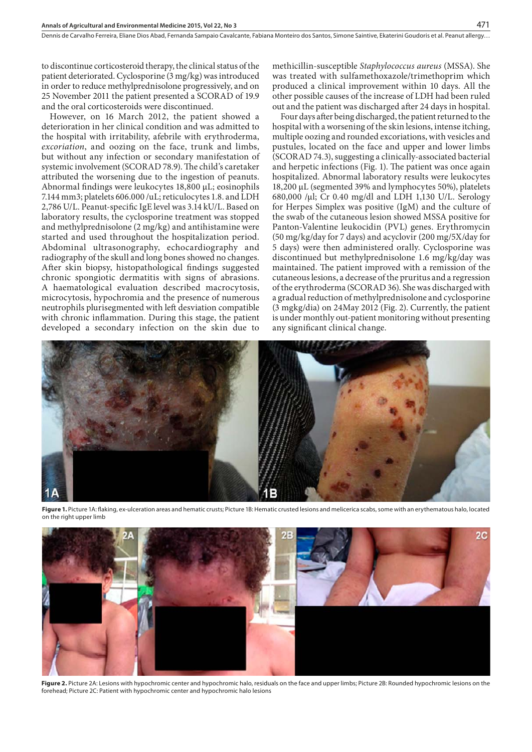to discontinue corticosteroid therapy, the clinical status of the patient deteriorated. Cyclosporine (3 mg/kg) was introduced in order to reduce methylprednisolone progressively, and on 25 November 2011 the patient presented a SCORAD of 19.9 and the oral corticosteroids were discontinued.

However, on 16 March 2012, the patient showed a deterioration in her clinical condition and was admitted to the hospital with irritability, afebrile with erythroderma, *excoriation*, and oozing on the face, trunk and limbs, but without any infection or secondary manifestation of systemic involvement (SCORAD 78.9). The child's caretaker attributed the worsening due to the ingestion of peanuts. Abnormal findings were leukocytes 18,800 µL; eosinophils 7.144 mm3; platelets 606.000 /uL; reticulocytes 1.8. and LDH 2,786 U/L. Peanut-specific IgE level was 3.14 kU/L. Based on laboratory results, the cyclosporine treatment was stopped and methylprednisolone (2 mg/kg) and antihistamine were started and used throughout the hospitalization period. Abdominal ultrasonography, echocardiography and radiography of the skull and long bones showed no changes. After skin biopsy, histopathological findings suggested chronic spongiotic dermatitis with signs of abrasions. A haematological evaluation described macrocytosis, microcytosis, hypochromia and the presence of numerous neutrophils plurisegmented with left desviation compatible with chronic inflammation. During this stage, the patient developed a secondary infection on the skin due to methicillin-susceptible *Staphylococcus aureus* (MSSA). She was treated with sulfamethoxazole/trimethoprim which produced a clinical improvement within 10 days. All the other possible causes of the increase of LDH had been ruled out and the patient was discharged after 24 days in hospital.

Four days after being discharged, the patient returned to the hospital with a worsening of the skin lesions, intense itching, multiple oozing and rounded excoriations, with vesicles and pustules, located on the face and upper and lower limbs (SCORAD 74.3), suggesting a clinically-associated bacterial and herpetic infections (Fig. 1). The patient was once again hospitalized. Abnormal laboratory results were leukocytes 18,200 µL (segmented 39% and lymphocytes 50%), platelets 680,000 /µl; Cr 0.40 mg/dl and LDH 1,130 U/L. Serology for Herpes Simplex was positive (IgM) and the culture of the swab of the cutaneous lesion showed MSSA positive for Panton-Valentine leukocidin (PVL) genes. Erythromycin (50 mg/kg/day for 7 days) and acyclovir (200 mg/5X/day for 5 days) were then administered orally. Cyclosporine was discontinued but methylprednisolone 1.6 mg/kg/day was maintained. The patient improved with a remission of the cutaneous lesions, a decrease of the pruritus and a regression of the erythroderma (SCORAD 36). She was discharged with a gradual reduction of methylprednisolone and cyclosporine (3 mgkg/dia) on 24May 2012 (Fig. 2). Currently, the patient is under monthly out-patient monitoring without presenting any significant clinical change.

**Figure 1.** Picture 1A: flaking, ex-ulceration areas and hematic crusts; Picture 1B: Hematic crusted lesions and melicerica scabs, some with an erythematous halo, located on the right upper limb

**Figure 2.** Picture 2A: Lesions with hypochromic center and hypochromic halo, residuals on the face and upper limbs; Picture 2B: Rounded hypochromic lesions on the forehead; Picture 2C: Patient with hypochromic center and hypochromic halo lesions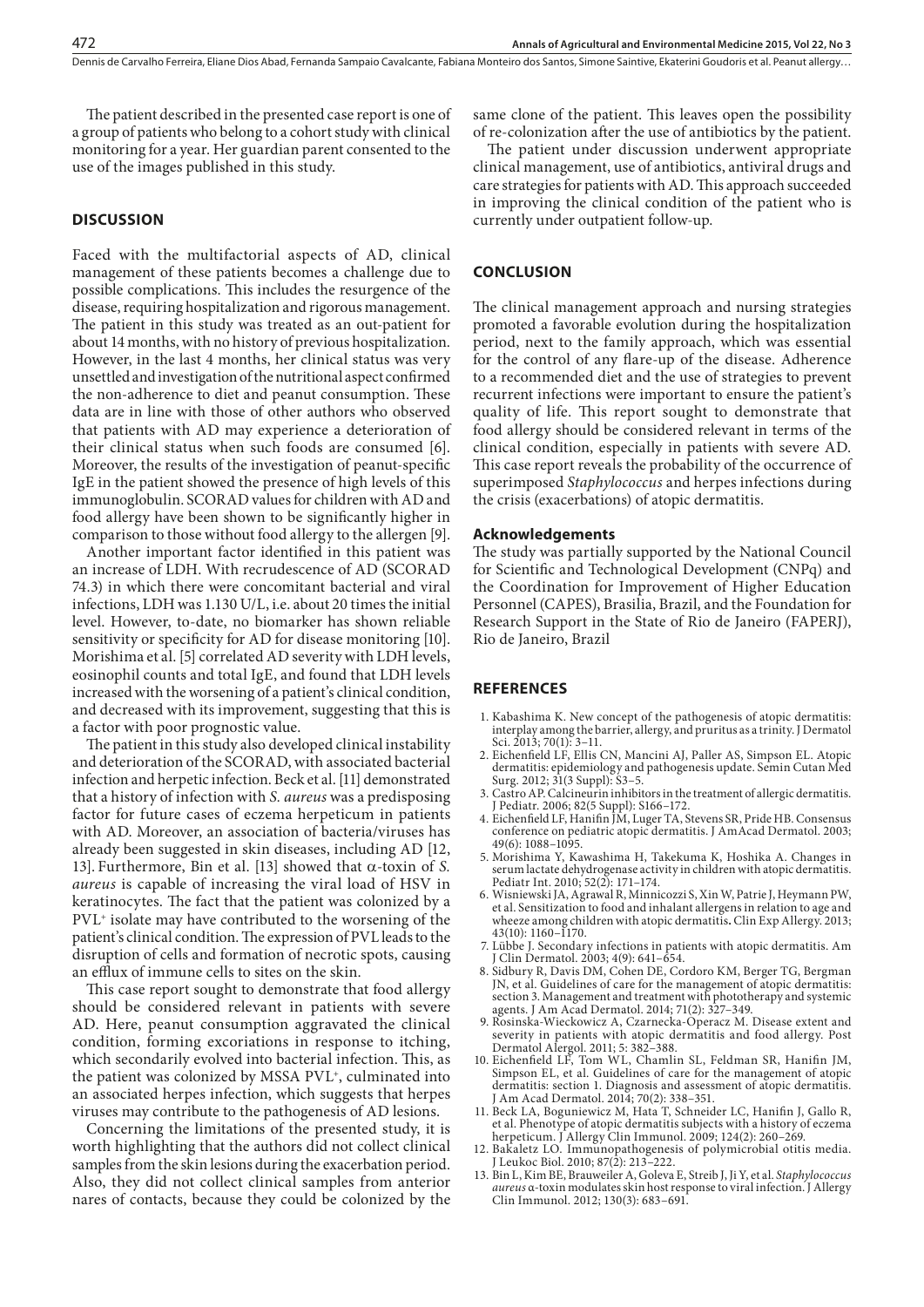The patient described in the presented case report is one of a group of patients who belong to a cohort study with clinical monitoring for a year. Her guardian parent consented to the use of the images published in this study.

## DISCUSSION

Faced with the multifactorial aspects of AD, clinical management of these patients becomes a challenge due to possible complications. This includes the resurgence of the disease, requiring hospitalization and rigorous management. The patient in this study was treated as an out-patient for about 14 months, with no history of previous hospitalization. However, in the last 4 months, her clinical status was very unsettled and investigation of the nutritional aspect confirmed the non-adherence to diet and peanut consumption. These data are in line with those of other authors who observed that patients with AD may experience a deterioration of their clinical status when such foods are consumed [6]. Moreover, the results of the investigation of peanut-specific IgE in the patient showed the presence of high levels of this immunoglobulin. SCORAD values for children with AD and food allergy have been shown to be significantly higher in comparison to those without food allergy to the allergen [9].

Another important factor identified in this patient was an increase of LDH. With recrudescence of AD (SCORAD 74.3) in which there were concomitant bacterial and viral infections, LDH was 1.130 U/L, i.e. about 20 times the initial level. However, to-date, no biomarker has shown reliable sensitivity or specificity for AD for disease monitoring [10]. Morishima et al. [5] correlated AD severity with LDH levels, eosinophil counts and total IgE, and found that LDH levels increased with the worsening of a patient's clinical condition, and decreased with its improvement, suggesting that this is a factor with poor prognostic value.

The patient in this study also developed clinical instability and deterioration of the SCORAD, with associated bacterial infection and herpetic infection. Beck et al. [11] demonstrated that a history of infection with *S. aureus* was a predisposing factor for future cases of eczema herpeticum in patients with AD. Moreover, an association of bacteria/viruses has already been suggested in skin diseases, including AD [12, 13]. Furthermore, Bin et al. [13] showed that $\alpha$-toxin of *S. aureus* is capable of increasing the viral load of HSV in keratinocytes. The fact that the patient was colonized by a PVL$^+$ isolate may have contributed to the worsening of the patient's clinical condition. The expression of PVL leads to the disruption of cells and formation of necrotic spots, causing an efflux of immune cells to sites on the skin.

This case report sought to demonstrate that food allergy should be considered relevant in patients with severe AD. Here, peanut consumption aggravated the clinical condition, forming excoriations in response to itching, which secondarily evolved into bacterial infection. This, as the patient was colonized by MSSA PVL$^+$, culminated into an associated herpes infection, which suggests that herpes viruses may contribute to the pathogenesis of AD lesions.

Concerning the limitations of the presented study, it is worth highlighting that the authors did not collect clinical samples from the skin lesions during the exacerbation period. Also, they did not collect clinical samples from anterior nares of contacts, because they could be colonized by the same clone of the patient. This leaves open the possibility of re-colonization after the use of antibiotics by the patient.

The patient under discussion underwent appropriate clinical management, use of antibiotics, antiviral drugs and care strategies for patients with AD. This approach succeeded in improving the clinical condition of the patient who is currently under outpatient follow-up.

## CONCLUSION

The clinical management approach and nursing strategies promoted a favorable evolution during the hospitalization period, next to the family approach, which was essential for the control of any flare-up of the disease. Adherence to a recommended diet and the use of strategies to prevent recurrent infections were important to ensure the patient's quality of life. This report sought to demonstrate that food allergy should be considered relevant in terms of the clinical condition, especially in patients with severe AD. This case report reveals the probability of the occurrence of superimposed *Staphylococcus* and herpes infections during the crisis (exacerbations) of atopic dermatitis.

### Acknowledgements

The study was partially supported by the National Council for Scientific and Technological Development (CNPq) and the Coordination for Improvement of Higher Education Personnel (CAPES), Brasilia, Brazil, and the Foundation for Research Support in the State of Rio de Janeiro (FAPERJ), Rio de Janeiro, Brazil

## REFERENCES

1. Kabashima K. New concept of the pathogenesis of atopic dermatitis: interplay among the barrier, allergy, and pruritus as a trinity. J Dermatol Sci. 2013; 70(1): 3–11.
2. Eichenfield LF, Ellis CN, Mancini AJ, Paller AS, Simpson EL. Atopic dermatitis: epidemiology and pathogenesis update. Semin Cutan Med Surg. 2012; 31(3 Suppl): S3–5.
3. Castro AP. Calcineurin inhibitors in the treatment of allergic dermatitis. J Pediatr. 2006; 82(5 Suppl): S166–172.
4. Eichenfield LF, Hanifin JM, Luger TA, Stevens SR, Pride HB. Consensus conference on pediatric atopic dermatitis. J AmAcad Dermatol. 2003; 49(6): 1088–1095.
5. Morishima Y, Kawashima H, Takekuma K, Hoshika A. Changes in serum lactate dehydrogenase activity in children with atopic dermatitis. Pediatr Int. 2010; 52(2): 171–174.
6. Wisniewski JA, Agrawal R, Minnicozzi S, Xin W, Patrie J, Heymann PW, et al. Sensitization to food and inhalant allergens in relation to age and wheeze among children with atopic dermatitis. Clin Exp Allergy. 2013; 43(10): 1160–1170.
7. Lübbe J. Secondary infections in patients with atopic dermatitis. Am J Clin Dermatol. 2003; 4(9): 641–654.
8. Sidbury R, Davis DM, Cohen DE, Cordoro KM, Berger TG, Bergman JN, et al. Guidelines of care for the management of atopic dermatitis: section 3. Management and treatment with phototherapy and systemic agents. J Am Acad Dermatol. 2014; 71(2): 327–349.
9. Rosinska-Wieckowicz A, Czarnecka-Operacz M. Disease extent and severity in patients with atopic dermatitis and food allergy. Post Dermatol Alergol. 2011; 5: 382–388.
10. Eichenfield LF, Tom WL, Chamlin SL, Feldman SR, Hanifin JM, Simpson EL, et al. Guidelines of care for the management of atopic dermatitis: section 1. Diagnosis and assessment of atopic dermatitis. J Am Acad Dermatol. 2014; 70(2): 338–351.
11. Beck LA, Boguniewicz M, Hata T, Schneider LC, Hanifin J, Gallo R, et al. Phenotype of atopic dermatitis subjects with a history of eczema herpeticum. J Allergy Clin Immunol. 2009; 124(2): 260–269.
12. Bakaletz LO. Immunopathogenesis of polymicrobial otitis media. J Leukoc Biol. 2010; 87(2): 213–222.
13. Bin L, Kim BE, Brauweiler A, Goleva E, Streib J, Ji Y, et al. *Staphylococcus aureus* α-toxin modulates skin host response to viral infection. J Allergy Clin Immunol. 2012; 130(3): 683–691.